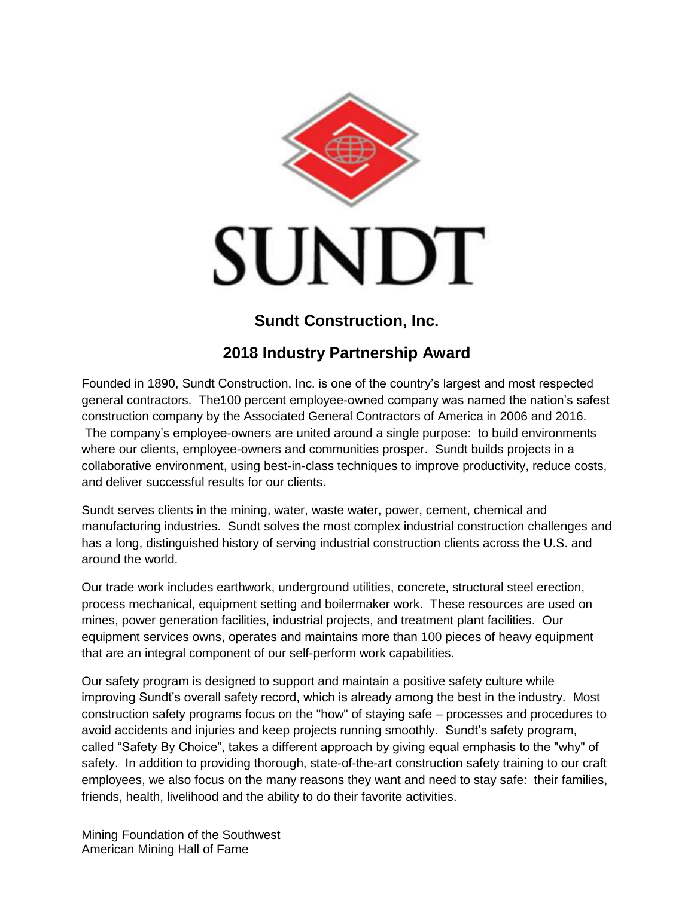SUNDT

## Sundt Construction, Inc.

## 2018 Industry Partnership Award

Founded in 1890, Sundt Construction, Inc. is one of the country's largest and most respected general contractors. The100 percent employee-owned company was named the nation's safest construction company by the Associated General Contractors of America in 2006 and 2016. The company's employee-owners are united around a single purpose: to build environments where our clients, employee-owners and communities prosper. Sundt builds projects in a collaborative environment, using best-in-class techniques to improve productivity, reduce costs, and deliver successful results for our clients.

Sundt serves clients in the mining, water, waste water, power, cement, chemical and manufacturing industries. Sundt solves the most complex industrial construction challenges and has a long, distinguished history of serving industrial construction clients across the U.S. and around the world.

Our trade work includes earthwork, underground utilities, concrete, structural steel erection, process mechanical, equipment setting and boilermaker work. These resources are used on mines, power generation facilities, industrial projects, and treatment plant facilities. Our equipment services owns, operates and maintains more than 100 pieces of heavy equipment that are an integral component of our self-perform work capabilities.

Our safety program is designed to support and maintain a positive safety culture while improving Sundt's overall safety record, which is already among the best in the industry. Most construction safety programs focus on the "how" of staying safe – processes and procedures to avoid accidents and injuries and keep projects running smoothly. Sundt's safety program, called "Safety By Choice", takes a different approach by giving equal emphasis to the "why" of safety. In addition to providing thorough, state-of-the-art construction safety training to our craft employees, we also focus on the many reasons they want and need to stay safe: their families, friends, health, livelihood and the ability to do their favorite activities.

Mining Foundation of the Southwest
American Mining Hall of Fame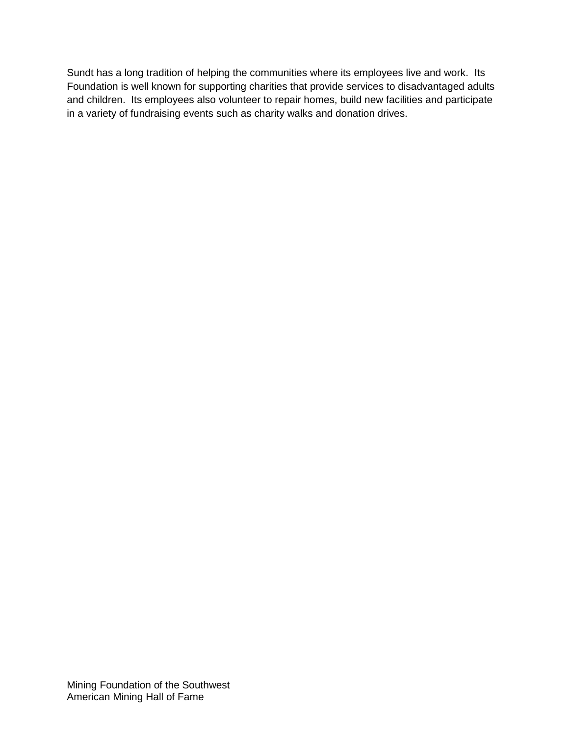Sundt has a long tradition of helping the communities where its employees live and work. Its Foundation is well known for supporting charities that provide services to disadvantaged adults and children. Its employees also volunteer to repair homes, build new facilities and participate in a variety of fundraising events such as charity walks and donation drives.